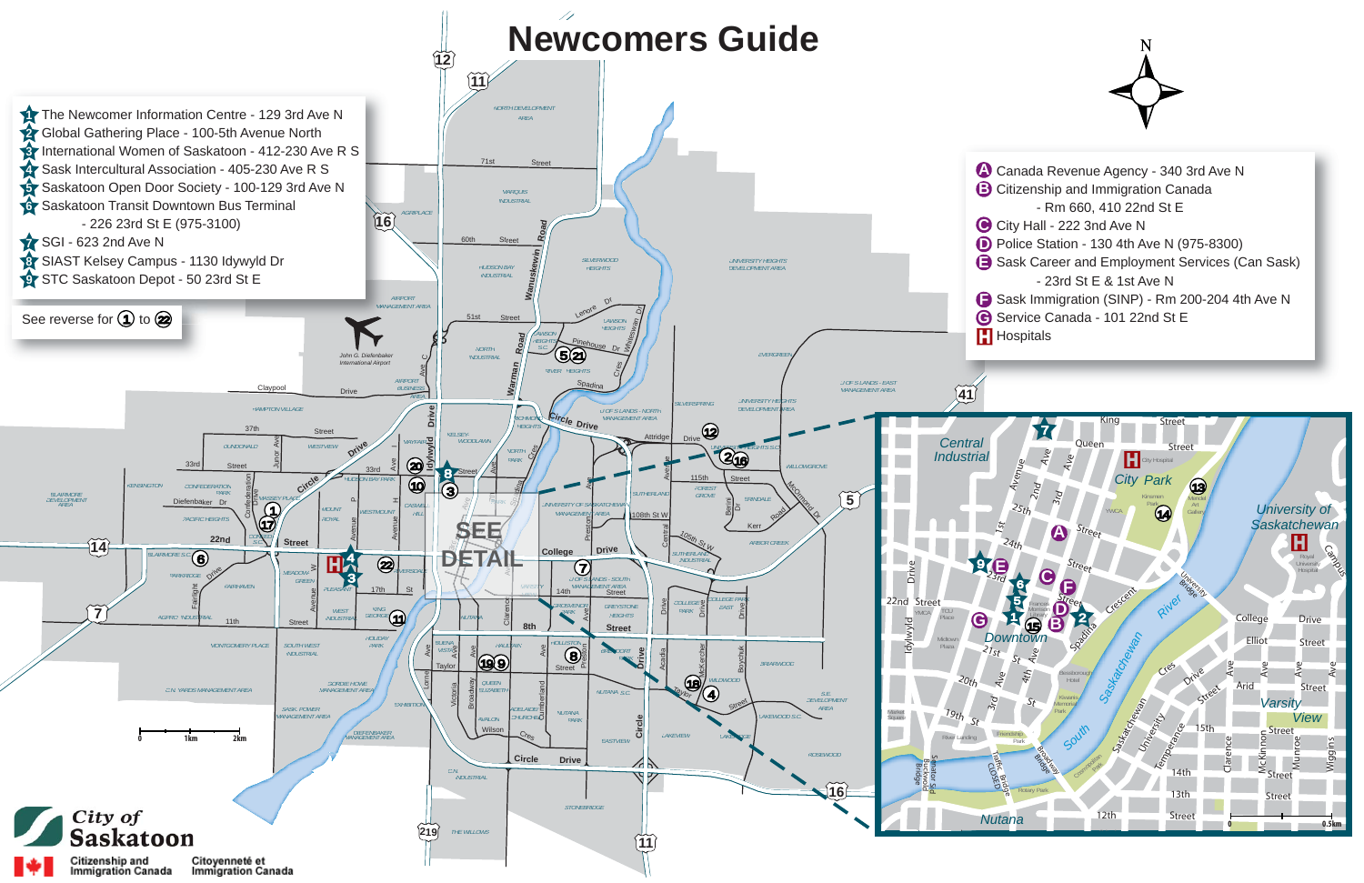# Newcomers Guide

1. The Newcomer Information Centre - 129 3rd Ave N
2. Global Gathering Place - 100-5th Avenue North
3. International Women of Saskatoon - 412-230 Ave R S
4. Sask Intercultural Association - 405-230 Ave R S
5. Saskatoon Open Door Society - 100-129 3rd Ave N
6. Saskatoon Transit Downtown Bus Terminal - 226 23rd St E (975-3100)
7. SGI - 623 2nd Ave N
8. SIAST Kelsey Campus - 1130 Idylwyld Dr
9. STC Saskatoon Depot - 50 23rd St E

See reverse for 1 to 22

- A Canada Revenue Agency - 340 3rd Ave N
- B Citizenship and Immigration Canada - Rm 660, 410 22nd St E
- C City Hall - 222 3nd Ave N
- D Police Station - 130 4th Ave N (975-8300)
- E Sask Career and Employment Services (Can Sask) - 23rd St E & 1st Ave N
- F Sask Immigration (SINP) - Rm 200-204 4th Ave N
- G Service Canada - 101 22nd St E
- H Hospitals

SEE DETAIL

City of Saskatoon

Citizenship and Immigration Canada / Citoyenneté et Immigration Canada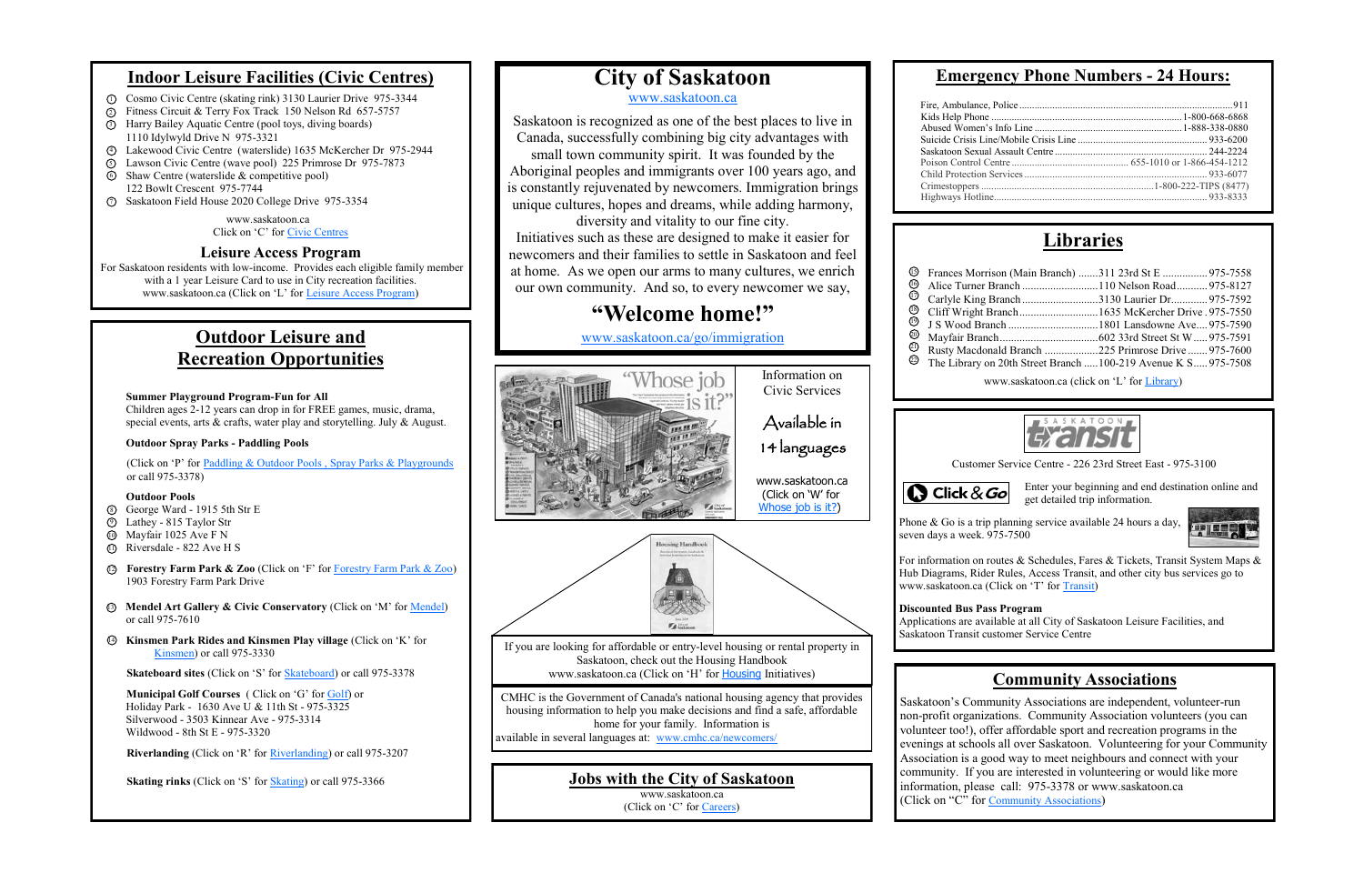## Indoor Leisure Facilities (Civic Centres)

1. Cosmo Civic Centre (skating rink) 3130 Laurier Drive 975-3344
2. Fitness Circuit & Terry Fox Track 150 Nelson Rd 657-5757
3. Harry Bailey Aquatic Centre (pool toys, diving boards) 1110 Idylwyld Drive N 975-3321
4. Lakewood Civic Centre (waterslide) 1635 McKercher Dr 975-2944
5. Lawson Civic Centre (wave pool) 225 Primrose Dr 975-7873
6. Shaw Centre (waterslide & competitive pool) 122 Bowlt Crescent 975-7744
7. Saskatoon Field House 2020 College Drive 975-3354

www.saskatoon.ca
Click on 'C' for Civic Centres

### Leisure Access Program

For Saskatoon residents with low-income. Provides each eligible family member with a 1 year Leisure Card to use in City recreation facilities.
www.saskatoon.ca (Click on 'L' for Leisure Access Program)

## Outdoor Leisure and Recreation Opportunities

**Summer Playground Program-Fun for All**
Children ages 2-12 years can drop in for FREE games, music, drama, special events, arts & crafts, water play and storytelling. July & August.

**Outdoor Spray Parks - Paddling Pools**

(Click on 'P' for Paddling & Outdoor Pools , Spray Parks & Playgrounds or call 975-3378)

**Outdoor Pools**

8. George Ward - 1915 5th Str E
9. Lathey - 815 Taylor Str
10. Mayfair 1025 Ave F N
11. Riversdale - 822 Ave H S

12. **Forestry Farm Park & Zoo** (Click on 'F' for Forestry Farm Park & Zoo) 1903 Forestry Farm Park Drive

13. **Mendel Art Gallery & Civic Conservatory** (Click on 'M' for Mendel) or call 975-7610

14. **Kinsmen Park Rides and Kinsmen Play village** (Click on 'K' for Kinsmen) or call 975-3330

**Skateboard sites** (Click on 'S' for Skateboard) or call 975-3378

**Municipal Golf Courses** ( Click on 'G' for Golf) or
Holiday Park - 1630 Ave U & 11th St - 975-3325
Silverwood - 3503 Kinnear Ave - 975-3314
Wildwood - 8th St E - 975-3320

**Riverlanding** (Click on 'R' for Riverlanding) or call 975-3207

**Skating rinks** (Click on 'S' for Skating) or call 975-3366

# City of Saskatoon

www.saskatoon.ca

Saskatoon is recognized as one of the best places to live in Canada, successfully combining big city advantages with small town community spirit. It was founded by the Aboriginal peoples and immigrants over 100 years ago, and is constantly rejuvenated by newcomers. Immigration brings unique cultures, hopes and dreams, while adding harmony, diversity and vitality to our fine city.
Initiatives such as these are designed to make it easier for newcomers and their families to settle in Saskatoon and feel at home. As we open our arms to many cultures, we enrich our own community. And so, to every newcomer we say,

## "Welcome home!"

www.saskatoon.ca/go/immigration

"Whose job is it?"

Information on Civic Services

Available in 14 languages

www.saskatoon.ca
(Click on 'W' for Whose job is it?)

Housing Handbook

If you are looking for affordable or entry-level housing or rental property in Saskatoon, check out the Housing Handbook
www.saskatoon.ca (Click on 'H' for Housing Initiatives)

CMHC is the Government of Canada's national housing agency that provides housing information to help you make decisions and find a safe, affordable home for your family. Information is available in several languages at: www.cmhc.ca/newcomers/

## Jobs with the City of Saskatoon

www.saskatoon.ca
(Click on 'C' for Careers)

## Emergency Phone Numbers - 24 Hours:

| | |
|---|---|
| Fire, Ambulance, Police | 911 |
| Kids Help Phone | 1-800-668-6868 |
| Abused Women's Info Line | 1-888-338-0880 |
| Suicide Crisis Line/Mobile Crisis Line | 933-6200 |
| Saskatoon Sexual Assault Centre | 244-2224 |
| Poison Control Centre | 655-1010 or 1-866-454-1212 |
| Child Protection Services | 933-6077 |
| Crimestoppers | 1-800-222-TIPS (8477) |
| Highways Hotline | 933-8333 |

## Libraries

| | | | |
|---|---|---|---|
| 15 | Frances Morrison (Main Branch) | 311 23rd St E | 975-7558 |
| 16 | Alice Turner Branch | 110 Nelson Road | 975-8127 |
| 17 | Carlyle King Branch | 3130 Laurier Dr | 975-7592 |
| 18 | Cliff Wright Branch | 1635 McKercher Drive | 975-7550 |
| 19 | J S Wood Branch | 1801 Lansdowne Ave | 975-7590 |
| 20 | Mayfair Branch | 602 33rd Street St W | 975-7591 |
| 21 | Rusty Macdonald Branch | 225 Primrose Drive | 975-7600 |
| 22 | The Library on 20th Street Branch | 100-219 Avenue K S | 975-7508 |

www.saskatoon.ca (click on 'L' for Library)

Saskatoon transit

Customer Service Centre - 226 23rd Street East - 975-3100

Click & Go

Enter your beginning and end destination online and get detailed trip information.

Phone & Go is a trip planning service available 24 hours a day, seven days a week. 975-7500

For information on routes & Schedules, Fares & Tickets, Transit System Maps & Hub Diagrams, Rider Rules, Access Transit, and other city bus services go to www.saskatoon.ca (Click on 'T' for Transit)

**Discounted Bus Pass Program**
Applications are available at all City of Saskatoon Leisure Facilities, and Saskatoon Transit customer Service Centre

## Community Associations

Saskatoon's Community Associations are independent, volunteer-run non-profit organizations. Community Association volunteers (you can volunteer too!), offer affordable sport and recreation programs in the evenings at schools all over Saskatoon. Volunteering for your Community Association is a good way to meet neighbours and connect with your community. If you are interested in volunteering or would like more information, please call: 975-3378 or www.saskatoon.ca
(Click on "C" for Community Associations)